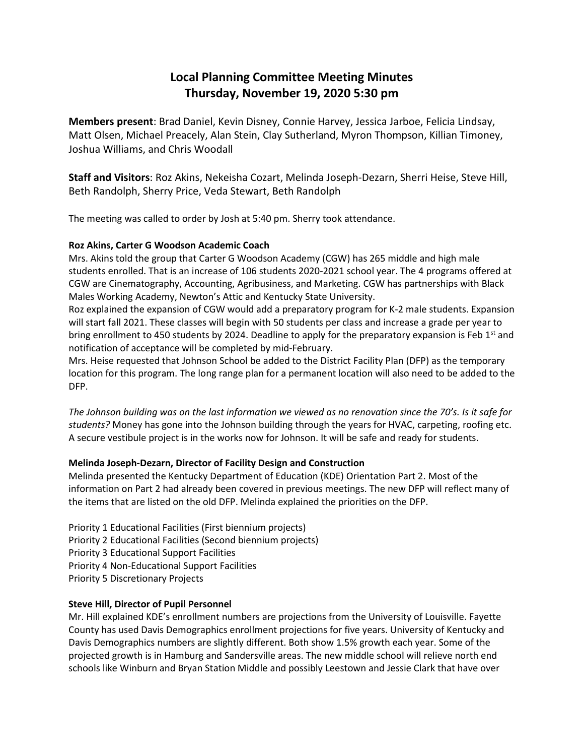# Local Planning Committee Meeting Minutes
# Thursday, November 19, 2020 5:30 pm

**Members present**: Brad Daniel, Kevin Disney, Connie Harvey, Jessica Jarboe, Felicia Lindsay, Matt Olsen, Michael Preacely, Alan Stein, Clay Sutherland, Myron Thompson, Killian Timoney, Joshua Williams, and Chris Woodall

**Staff and Visitors**: Roz Akins, Nekeisha Cozart, Melinda Joseph-Dezarn, Sherri Heise, Steve Hill, Beth Randolph, Sherry Price, Veda Stewart, Beth Randolph

The meeting was called to order by Josh at 5:40 pm. Sherry took attendance.

**Roz Akins, Carter G Woodson Academic Coach**

Mrs. Akins told the group that Carter G Woodson Academy (CGW) has 265 middle and high male students enrolled. That is an increase of 106 students 2020-2021 school year. The 4 programs offered at CGW are Cinematography, Accounting, Agribusiness, and Marketing. CGW has partnerships with Black Males Working Academy, Newton's Attic and Kentucky State University.

Roz explained the expansion of CGW would add a preparatory program for K-2 male students. Expansion will start fall 2021. These classes will begin with 50 students per class and increase a grade per year to bring enrollment to 450 students by 2024. Deadline to apply for the preparatory expansion is Feb 1st and notification of acceptance will be completed by mid-February.

Mrs. Heise requested that Johnson School be added to the District Facility Plan (DFP) as the temporary location for this program. The long range plan for a permanent location will also need to be added to the DFP.

*The Johnson building was on the last information we viewed as no renovation since the 70's. Is it safe for students?* Money has gone into the Johnson building through the years for HVAC, carpeting, roofing etc. A secure vestibule project is in the works now for Johnson. It will be safe and ready for students.

**Melinda Joseph-Dezarn, Director of Facility Design and Construction**

Melinda presented the Kentucky Department of Education (KDE) Orientation Part 2. Most of the information on Part 2 had already been covered in previous meetings. The new DFP will reflect many of the items that are listed on the old DFP. Melinda explained the priorities on the DFP.

Priority 1 Educational Facilities (First biennium projects)
Priority 2 Educational Facilities (Second biennium projects)
Priority 3 Educational Support Facilities
Priority 4 Non-Educational Support Facilities
Priority 5 Discretionary Projects

**Steve Hill, Director of Pupil Personnel**

Mr. Hill explained KDE's enrollment numbers are projections from the University of Louisville. Fayette County has used Davis Demographics enrollment projections for five years. University of Kentucky and Davis Demographics numbers are slightly different. Both show 1.5% growth each year. Some of the projected growth is in Hamburg and Sandersville areas. The new middle school will relieve north end schools like Winburn and Bryan Station Middle and possibly Leestown and Jessie Clark that have over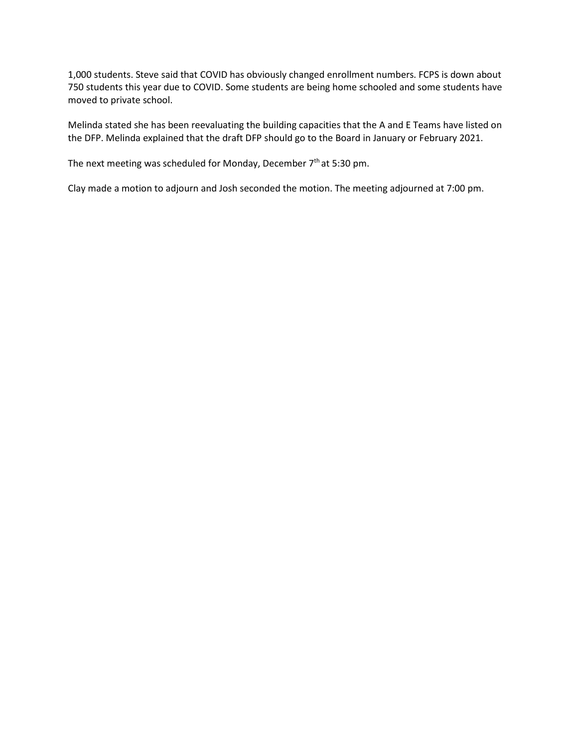1,000 students. Steve said that COVID has obviously changed enrollment numbers. FCPS is down about 750 students this year due to COVID. Some students are being home schooled and some students have moved to private school.

Melinda stated she has been reevaluating the building capacities that the A and E Teams have listed on the DFP. Melinda explained that the draft DFP should go to the Board in January or February 2021.

The next meeting was scheduled for Monday, December 7th at 5:30 pm.

Clay made a motion to adjourn and Josh seconded the motion. The meeting adjourned at 7:00 pm.